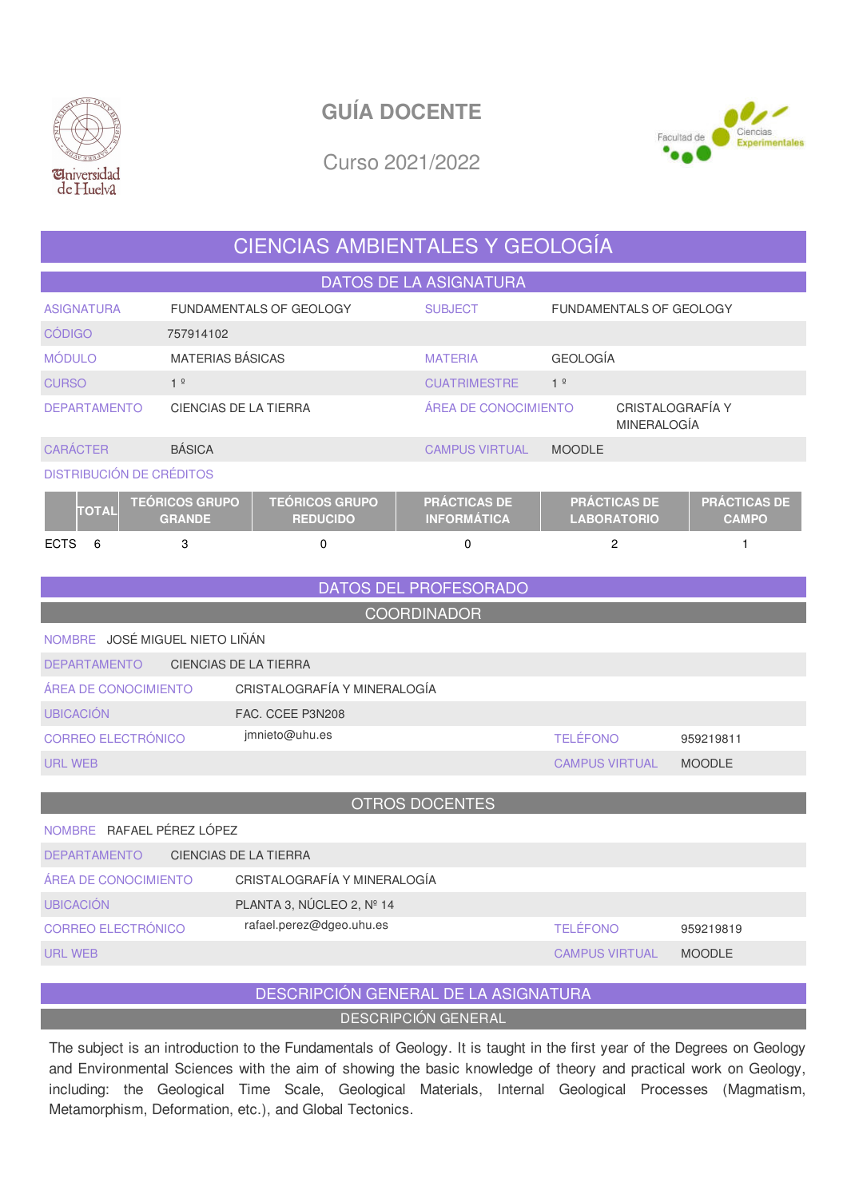# GUÍA DOCENTE

Curso 2021/2022

## CIENCIAS AMBIENTALES Y GEOLOGÍA

### DATOS DE LA ASIGNATURA

| | | | |
|---|---|---|---|
| ASIGNATURA | FUNDAMENTALS OF GEOLOGY | SUBJECT | FUNDAMENTALS OF GEOLOGY |
| CÓDIGO | 757914102 | | |
| MÓDULO | MATERIAS BÁSICAS | MATERIA | GEOLOGÍA |
| CURSO | 1 º | CUATRIMESTRE | 1 º |
| DEPARTAMENTO | CIENCIAS DE LA TIERRA | ÁREA DE CONOCIMIENTO | CRISTALOGRAFÍA Y MINERALOGÍA |
| CARÁCTER | BÁSICA | CAMPUS VIRTUAL | MOODLE |

DISTRIBUCIÓN DE CRÉDITOS

| | TOTAL | TEÓRICOS GRUPO GRANDE | TEÓRICOS GRUPO REDUCIDO | PRÁCTICAS DE INFORMÁTICA | PRÁCTICAS DE LABORATORIO | PRÁCTICAS DE CAMPO |
|---|---|---|---|---|---|---|
| ECTS | 6 | 3 | 0 | 0 | 2 | 1 |

### DATOS DEL PROFESORADO

#### COORDINADOR

| | | | |
|---|---|---|---|
| NOMBRE | JOSÉ MIGUEL NIETO LIÑÁN | | |
| DEPARTAMENTO | CIENCIAS DE LA TIERRA | | |
| ÁREA DE CONOCIMIENTO | CRISTALOGRAFÍA Y MINERALOGÍA | | |
| UBICACIÓN | FAC. CCEE P3N208 | | |
| CORREO ELECTRÓNICO | jmnieto@uhu.es | TELÉFONO | 959219811 |
| URL WEB | | CAMPUS VIRTUAL | MOODLE |

#### OTROS DOCENTES

| | | | |
|---|---|---|---|
| NOMBRE | RAFAEL PÉREZ LÓPEZ | | |
| DEPARTAMENTO | CIENCIAS DE LA TIERRA | | |
| ÁREA DE CONOCIMIENTO | CRISTALOGRAFÍA Y MINERALOGÍA | | |
| UBICACIÓN | PLANTA 3, NÚCLEO 2, Nº 14 | | |
| CORREO ELECTRÓNICO | rafael.perez@dgeo.uhu.es | TELÉFONO | 959219819 |
| URL WEB | | CAMPUS VIRTUAL | MOODLE |

### DESCRIPCIÓN GENERAL DE LA ASIGNATURA

#### DESCRIPCIÓN GENERAL

The subject is an introduction to the Fundamentals of Geology. It is taught in the first year of the Degrees on Geology and Environmental Sciences with the aim of showing the basic knowledge of theory and practical work on Geology, including: the Geological Time Scale, Geological Materials, Internal Geological Processes (Magmatism, Metamorphism, Deformation, etc.), and Global Tectonics.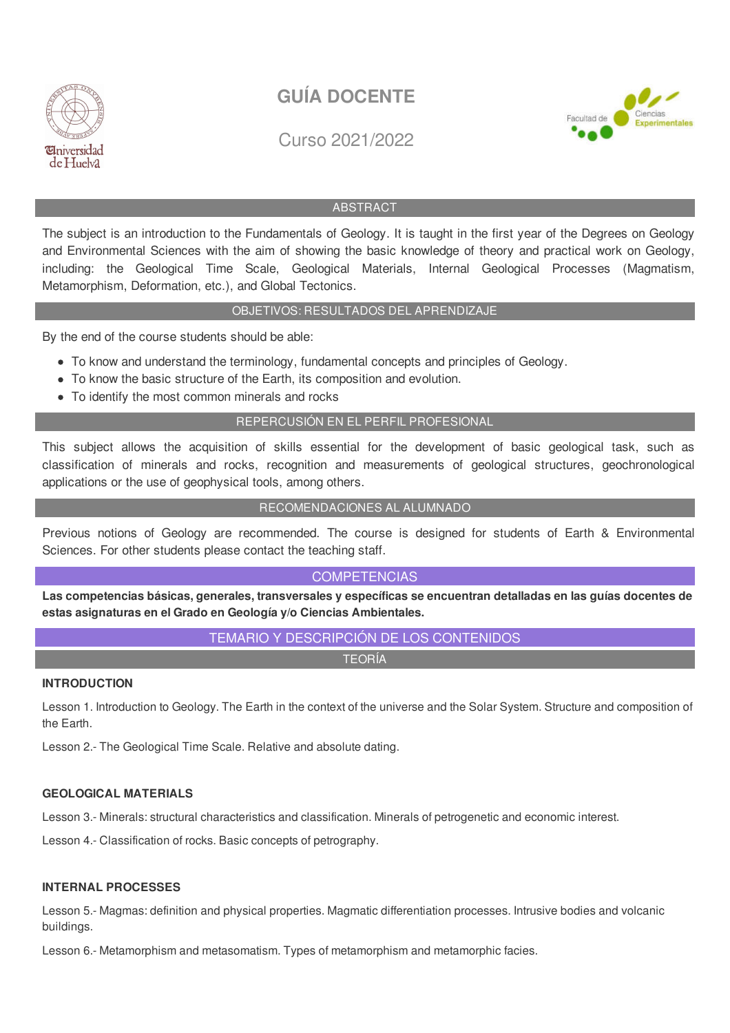# GUÍA DOCENTE

Curso 2021/2022

## ABSTRACT

The subject is an introduction to the Fundamentals of Geology. It is taught in the first year of the Degrees on Geology and Environmental Sciences with the aim of showing the basic knowledge of theory and practical work on Geology, including: the Geological Time Scale, Geological Materials, Internal Geological Processes (Magmatism, Metamorphism, Deformation, etc.), and Global Tectonics.

## OBJETIVOS: RESULTADOS DEL APRENDIZAJE

By the end of the course students should be able:

- To know and understand the terminology, fundamental concepts and principles of Geology.
- To know the basic structure of the Earth, its composition and evolution.
- To identify the most common minerals and rocks

## REPERCUSIÓN EN EL PERFIL PROFESIONAL

This subject allows the acquisition of skills essential for the development of basic geological task, such as classification of minerals and rocks, recognition and measurements of geological structures, geochronological applications or the use of geophysical tools, among others.

## RECOMENDACIONES AL ALUMNADO

Previous notions of Geology are recommended. The course is designed for students of Earth & Environmental Sciences. For other students please contact the teaching staff.

## COMPETENCIAS

**Las competencias básicas, generales, transversales y específicas se encuentran detalladas en las guías docentes de estas asignaturas en el Grado en Geología y/o Ciencias Ambientales.**

## TEMARIO Y DESCRIPCIÓN DE LOS CONTENIDOS

### TEORÍA

**INTRODUCTION**

Lesson 1. Introduction to Geology. The Earth in the context of the universe and the Solar System. Structure and composition of the Earth.

Lesson 2.- The Geological Time Scale. Relative and absolute dating.

**GEOLOGICAL MATERIALS**

Lesson 3.- Minerals: structural characteristics and classification. Minerals of petrogenetic and economic interest.

Lesson 4.- Classification of rocks. Basic concepts of petrography.

**INTERNAL PROCESSES**

Lesson 5.- Magmas: definition and physical properties. Magmatic differentiation processes. Intrusive bodies and volcanic buildings.

Lesson 6.- Metamorphism and metasomatism. Types of metamorphism and metamorphic facies.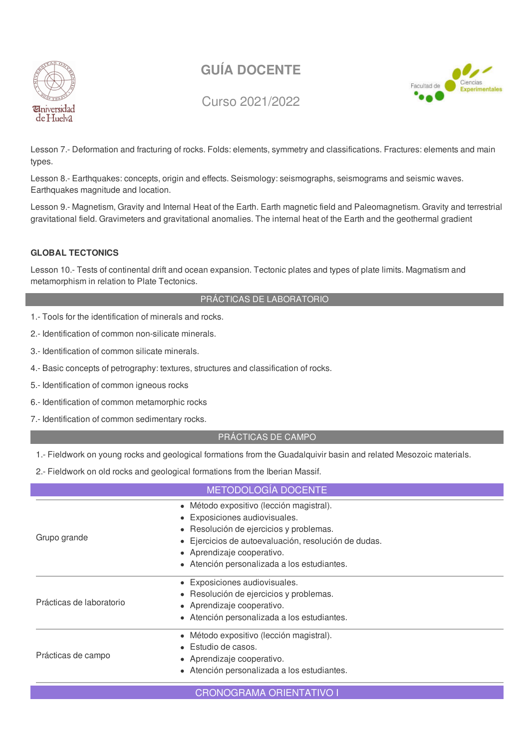Lesson 7.- Deformation and fracturing of rocks. Folds: elements, symmetry and classifications. Fractures: elements and main types.

Lesson 8.- Earthquakes: concepts, origin and effects. Seismology: seismographs, seismograms and seismic waves. Earthquakes magnitude and location.

Lesson 9.- Magnetism, Gravity and Internal Heat of the Earth. Earth magnetic field and Paleomagnetism. Gravity and terrestrial gravitational field. Gravimeters and gravitational anomalies. The internal heat of the Earth and the geothermal gradient

**GLOBAL TECTONICS**

Lesson 10.- Tests of continental drift and ocean expansion. Tectonic plates and types of plate limits. Magmatism and metamorphism in relation to Plate Tectonics.

## PRÁCTICAS DE LABORATORIO

1.- Tools for the identification of minerals and rocks.

2.- Identification of common non-silicate minerals.

3.- Identification of common silicate minerals.

4.- Basic concepts of petrography: textures, structures and classification of rocks.

5.- Identification of common igneous rocks

6.- Identification of common metamorphic rocks

7.- Identification of common sedimentary rocks.

## PRÁCTICAS DE CAMPO

1.- Fieldwork on young rocks and geological formations from the Guadalquivir basin and related Mesozoic materials.

2.- Fieldwork on old rocks and geological formations from the Iberian Massif.

## METODOLOGÍA DOCENTE

| | |
|---|---|
| Grupo grande | • Método expositivo (lección magistral).<br>• Exposiciones audiovisuales.<br>• Resolución de ejercicios y problemas.<br>• Ejercicios de autoevaluación, resolución de dudas.<br>• Aprendizaje cooperativo.<br>• Atención personalizada a los estudiantes. |
| Prácticas de laboratorio | • Exposiciones audiovisuales.<br>• Resolución de ejercicios y problemas.<br>• Aprendizaje cooperativo.<br>• Atención personalizada a los estudiantes. |
| Prácticas de campo | • Método expositivo (lección magistral).<br>• Estudio de casos.<br>• Aprendizaje cooperativo.<br>• Atención personalizada a los estudiantes. |

## CRONOGRAMA ORIENTATIVO I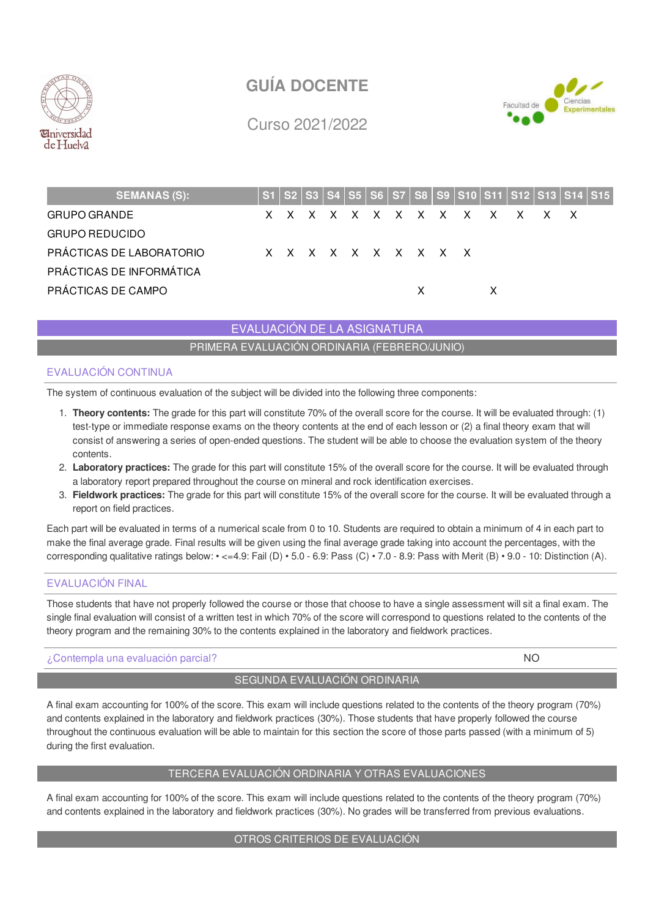# GUÍA DOCENTE

Curso 2021/2022

| SEMANAS (S): | S1 | S2 | S3 | S4 | S5 | S6 | S7 | S8 | S9 | S10 | S11 | S12 | S13 | S14 | S15 |
|---|---|---|---|---|---|---|---|---|---|---|---|---|---|---|---|
| GRUPO GRANDE | X | X | X | X | X | X | X | X | X | X | X | X | X | X | |
| GRUPO REDUCIDO | | | | | | | | | | | | | | | |
| PRÁCTICAS DE LABORATORIO | X | X | X | X | X | X | X | X | X | X | | | | | |
| PRÁCTICAS DE INFORMÁTICA | | | | | | | | | | | | | | | |
| PRÁCTICAS DE CAMPO | | | | | | | | X | | | X | | | | |

## EVALUACIÓN DE LA ASIGNATURA

### PRIMERA EVALUACIÓN ORDINARIA (FEBRERO/JUNIO)

#### EVALUACIÓN CONTINUA

The system of continuous evaluation of the subject will be divided into the following three components:

1. **Theory contents:** The grade for this part will constitute 70% of the overall score for the course. It will be evaluated through: (1) test-type or immediate response exams on the theory contents at the end of each lesson or (2) a final theory exam that will consist of answering a series of open-ended questions. The student will be able to choose the evaluation system of the theory contents.
2. **Laboratory practices:** The grade for this part will constitute 15% of the overall score for the course. It will be evaluated through a laboratory report prepared throughout the course on mineral and rock identification exercises.
3. **Fieldwork practices:** The grade for this part will constitute 15% of the overall score for the course. It will be evaluated through a report on field practices.

Each part will be evaluated in terms of a numerical scale from 0 to 10. Students are required to obtain a minimum of 4 in each part to make the final average grade. Final results will be given using the final average grade taking into account the percentages, with the corresponding qualitative ratings below: • <=4.9: Fail (D) • 5.0 - 6.9: Pass (C) • 7.0 - 8.9: Pass with Merit (B) • 9.0 - 10: Distinction (A).

#### EVALUACIÓN FINAL

Those students that have not properly followed the course or those that choose to have a single assessment will sit a final exam. The single final evaluation will consist of a written test in which 70% of the score will correspond to questions related to the contents of the theory program and the remaining 30% to the contents explained in the laboratory and fieldwork practices.

| ¿Contempla una evaluación parcial? | NO |
|---|---|

### SEGUNDA EVALUACIÓN ORDINARIA

A final exam accounting for 100% of the score. This exam will include questions related to the contents of the theory program (70%) and contents explained in the laboratory and fieldwork practices (30%). Those students that have properly followed the course throughout the continuous evaluation will be able to maintain for this section the score of those parts passed (with a minimum of 5) during the first evaluation.

### TERCERA EVALUACIÓN ORDINARIA Y OTRAS EVALUACIONES

A final exam accounting for 100% of the score. This exam will include questions related to the contents of the theory program (70%) and contents explained in the laboratory and fieldwork practices (30%). No grades will be transferred from previous evaluations.

### OTROS CRITERIOS DE EVALUACIÓN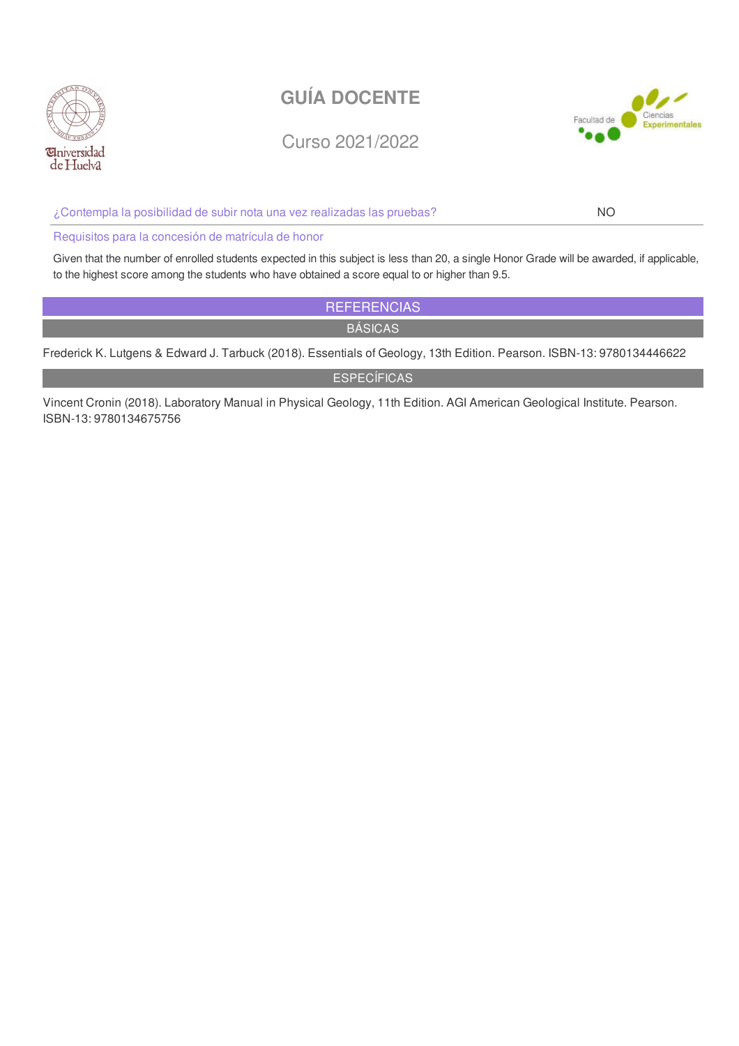¿Contempla la posibilidad de subir nota una vez realizadas las pruebas? NO

Requisitos para la concesión de matrícula de honor

Given that the number of enrolled students expected in this subject is less than 20, a single Honor Grade will be awarded, if applicable, to the highest score among the students who have obtained a score equal to or higher than 9.5.

## REFERENCIAS

### BÁSICAS

Frederick K. Lutgens & Edward J. Tarbuck (2018). Essentials of Geology, 13th Edition. Pearson. ISBN-13: 9780134446622

### ESPECÍFICAS

Vincent Cronin (2018). Laboratory Manual in Physical Geology, 11th Edition. AGI American Geological Institute. Pearson. ISBN-13: 9780134675756